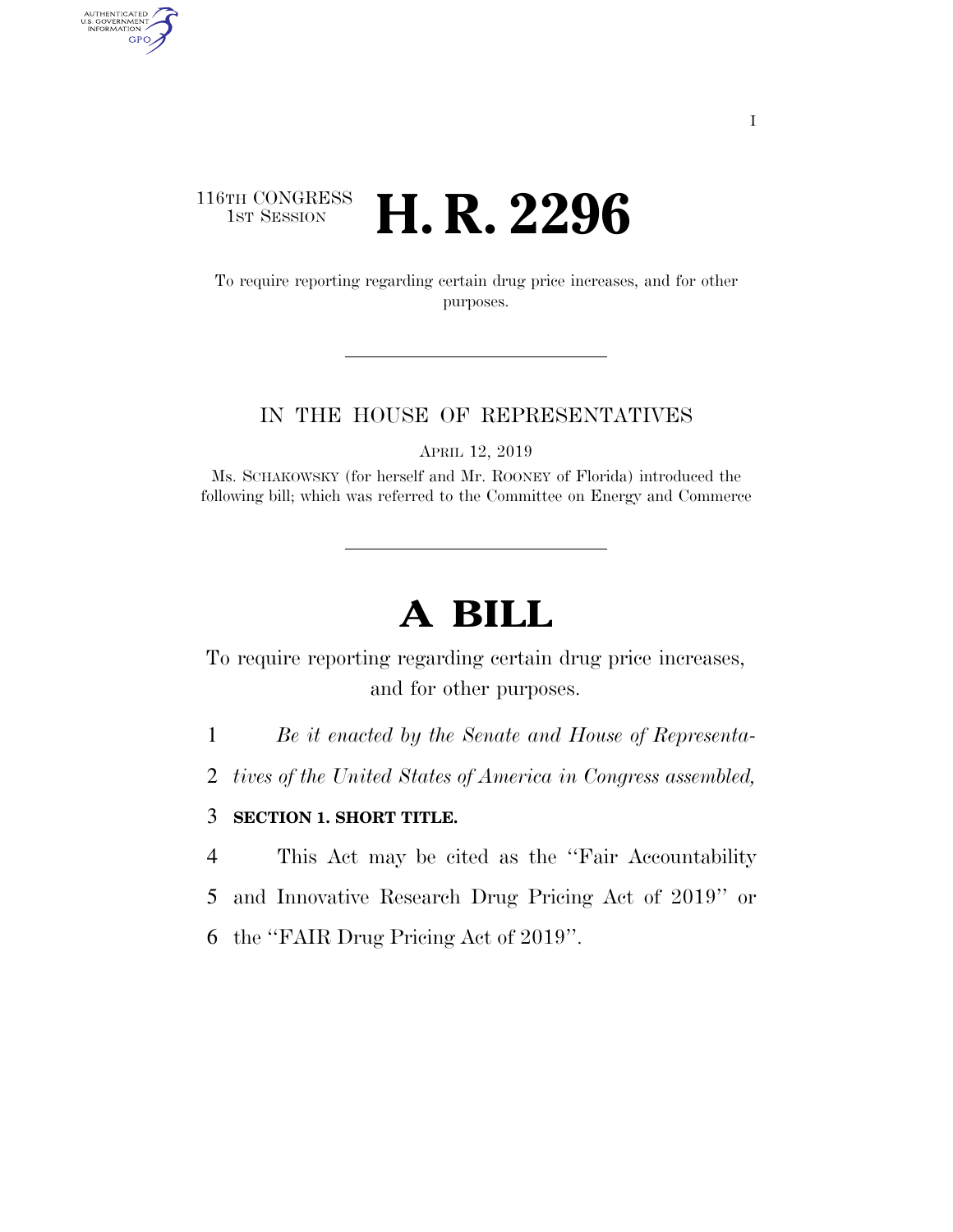116TH CONGRESS
1ST SESSION

# H. R. 2296

To require reporting regarding certain drug price increases, and for other purposes.

IN THE HOUSE OF REPRESENTATIVES

APRIL 12, 2019

Ms. SCHAKOWSKY (for herself and Mr. ROONEY of Florida) introduced the following bill; which was referred to the Committee on Energy and Commerce

# A BILL

To require reporting regarding certain drug price increases, and for other purposes.

1 *Be it enacted by the Senate and House of Representa-*
2 *tives of the United States of America in Congress assembled,*
3 **SECTION 1. SHORT TITLE.**
4 This Act may be cited as the ''Fair Accountability
5 and Innovative Research Drug Pricing Act of 2019'' or
6 the ''FAIR Drug Pricing Act of 2019''.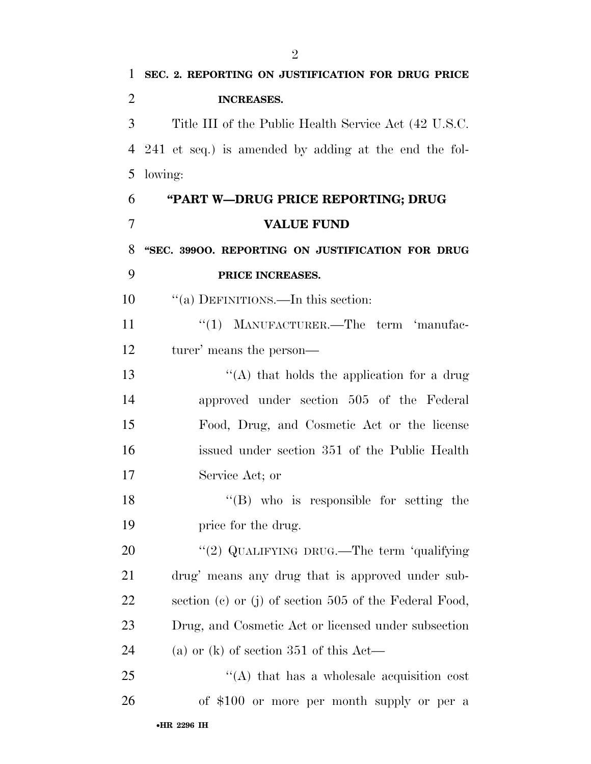**SEC. 2. REPORTING ON JUSTIFICATION FOR DRUG PRICE INCREASES.**

Title III of the Public Health Service Act (42 U.S.C. 241 et seq.) is amended by adding at the end the following:

**"PART W—DRUG PRICE REPORTING; DRUG VALUE FUND**

**"SEC. 399OO. REPORTING ON JUSTIFICATION FOR DRUG PRICE INCREASES.**

"(a) DEFINITIONS.—In this section:

"(1) MANUFACTURER.—The term 'manufacturer' means the person—

"(A) that holds the application for a drug approved under section 505 of the Federal Food, Drug, and Cosmetic Act or the license issued under section 351 of the Public Health Service Act; or

"(B) who is responsible for setting the price for the drug.

"(2) QUALIFYING DRUG.—The term 'qualifying drug' means any drug that is approved under subsection (c) or (j) of section 505 of the Federal Food, Drug, and Cosmetic Act or licensed under subsection (a) or (k) of section 351 of this Act—

"(A) that has a wholesale acquisition cost of $100 or more per month supply or per a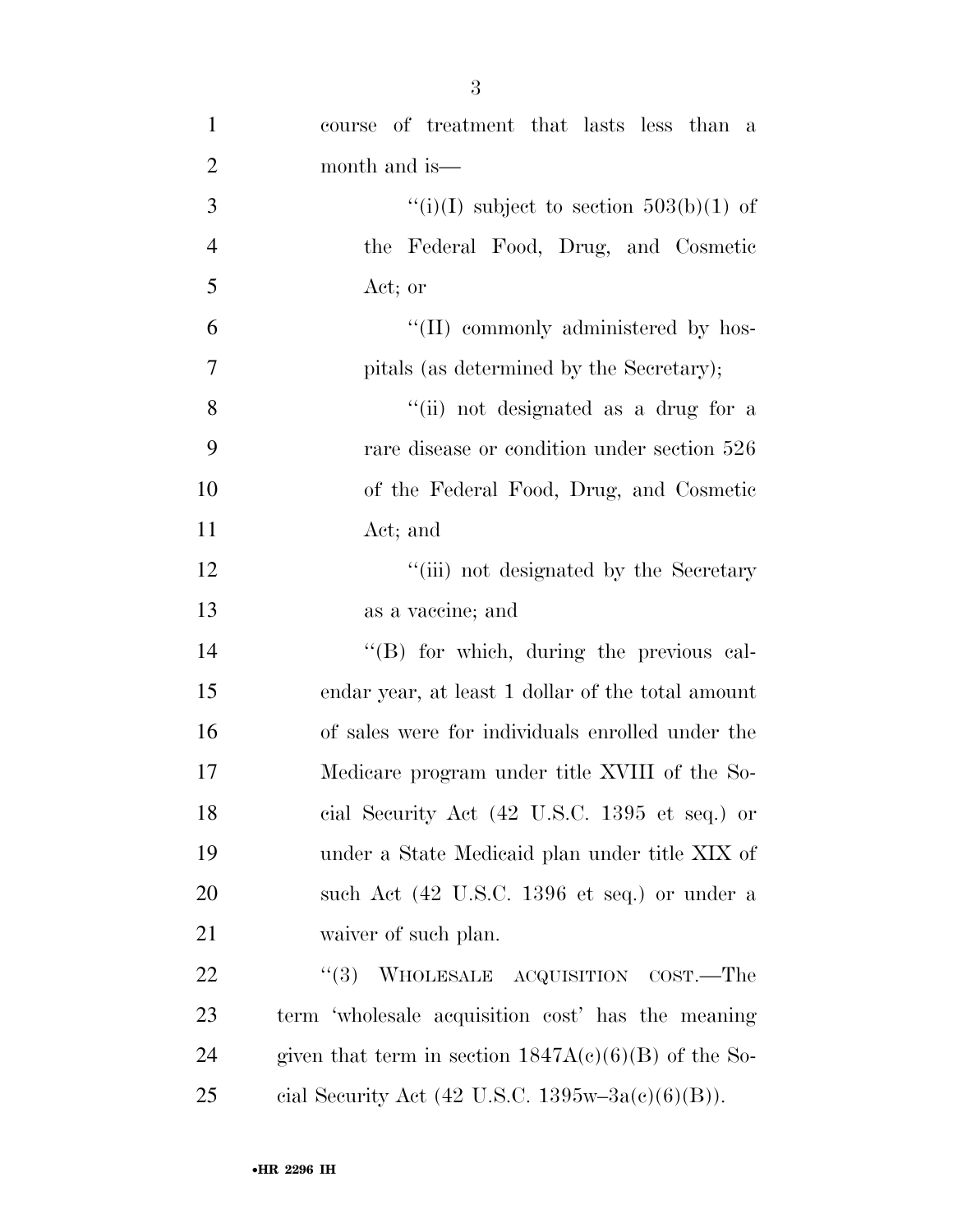course of treatment that lasts less than a month and is—

"(i)(I) subject to section 503(b)(1) of the Federal Food, Drug, and Cosmetic Act; or

"(II) commonly administered by hospitals (as determined by the Secretary);

"(ii) not designated as a drug for a rare disease or condition under section 526 of the Federal Food, Drug, and Cosmetic Act; and

"(iii) not designated by the Secretary as a vaccine; and

"(B) for which, during the previous calendar year, at least 1 dollar of the total amount of sales were for individuals enrolled under the Medicare program under title XVIII of the Social Security Act (42 U.S.C. 1395 et seq.) or under a State Medicaid plan under title XIX of such Act (42 U.S.C. 1396 et seq.) or under a waiver of such plan.

"(3) WHOLESALE ACQUISITION COST.—The term 'wholesale acquisition cost' has the meaning given that term in section 1847A(c)(6)(B) of the Social Security Act (42 U.S.C. 1395w–3a(c)(6)(B)).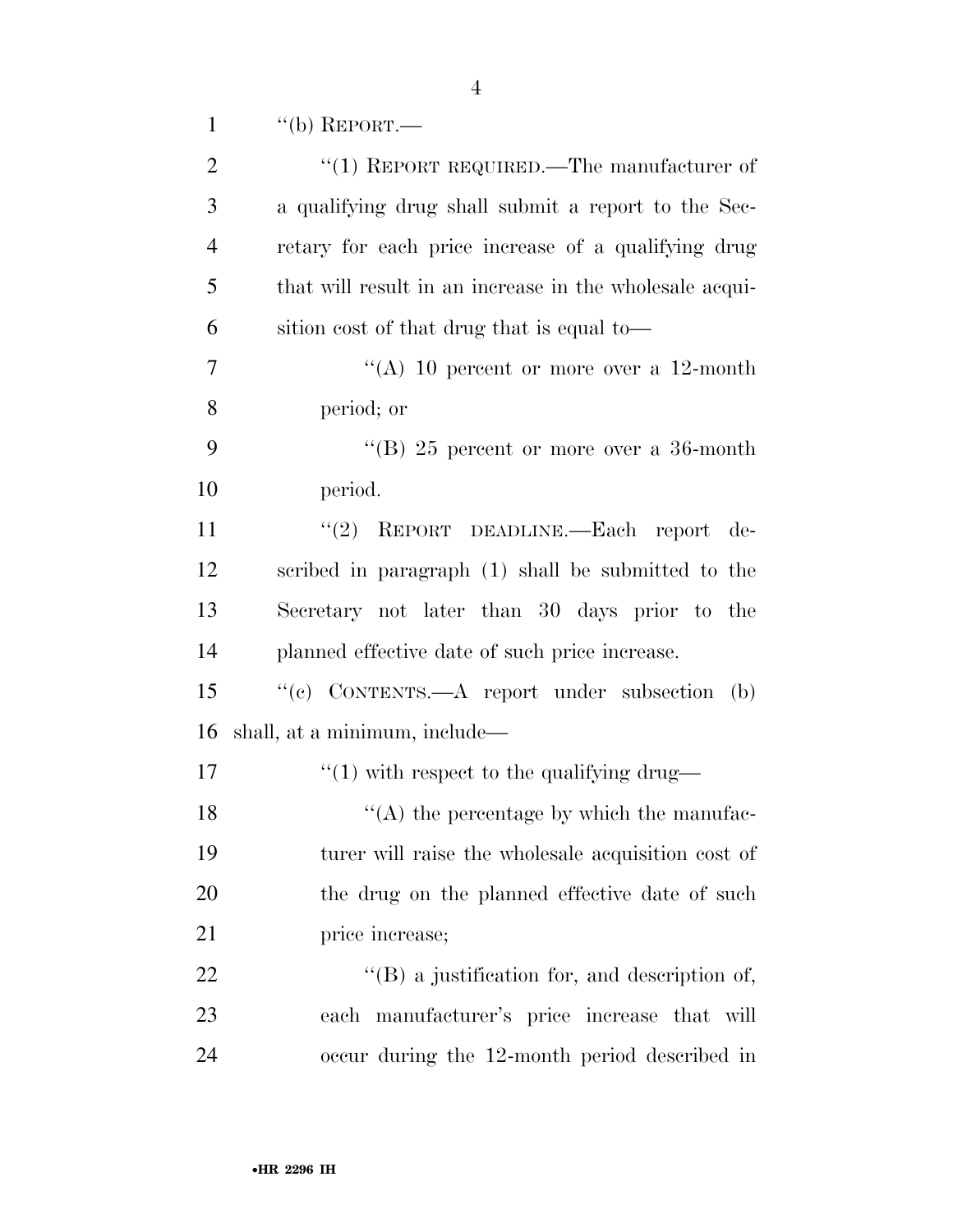"(b) REPORT.—

"(1) REPORT REQUIRED.—The manufacturer of a qualifying drug shall submit a report to the Secretary for each price increase of a qualifying drug that will result in an increase in the wholesale acquisition cost of that drug that is equal to—

"(A) 10 percent or more over a 12-month period; or

"(B) 25 percent or more over a 36-month period.

"(2) REPORT DEADLINE.—Each report described in paragraph (1) shall be submitted to the Secretary not later than 30 days prior to the planned effective date of such price increase.

"(c) CONTENTS.—A report under subsection (b) shall, at a minimum, include—

"(1) with respect to the qualifying drug—

"(A) the percentage by which the manufacturer will raise the wholesale acquisition cost of the drug on the planned effective date of such price increase;

"(B) a justification for, and description of, each manufacturer's price increase that will occur during the 12-month period described in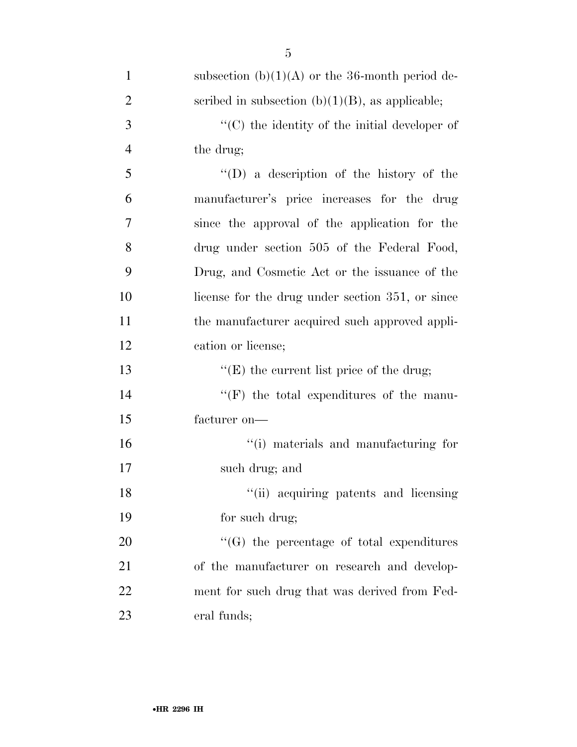subsection (b)(1)(A) or the 36-month period described in subsection (b)(1)(B), as applicable;

"(C) the identity of the initial developer of the drug;

"(D) a description of the history of the manufacturer's price increases for the drug since the approval of the application for the drug under section 505 of the Federal Food, Drug, and Cosmetic Act or the issuance of the license for the drug under section 351, or since the manufacturer acquired such approved application or license;

"(E) the current list price of the drug;

"(F) the total expenditures of the manufacturer on—

"(i) materials and manufacturing for such drug; and

"(ii) acquiring patents and licensing for such drug;

"(G) the percentage of total expenditures of the manufacturer on research and development for such drug that was derived from Federal funds;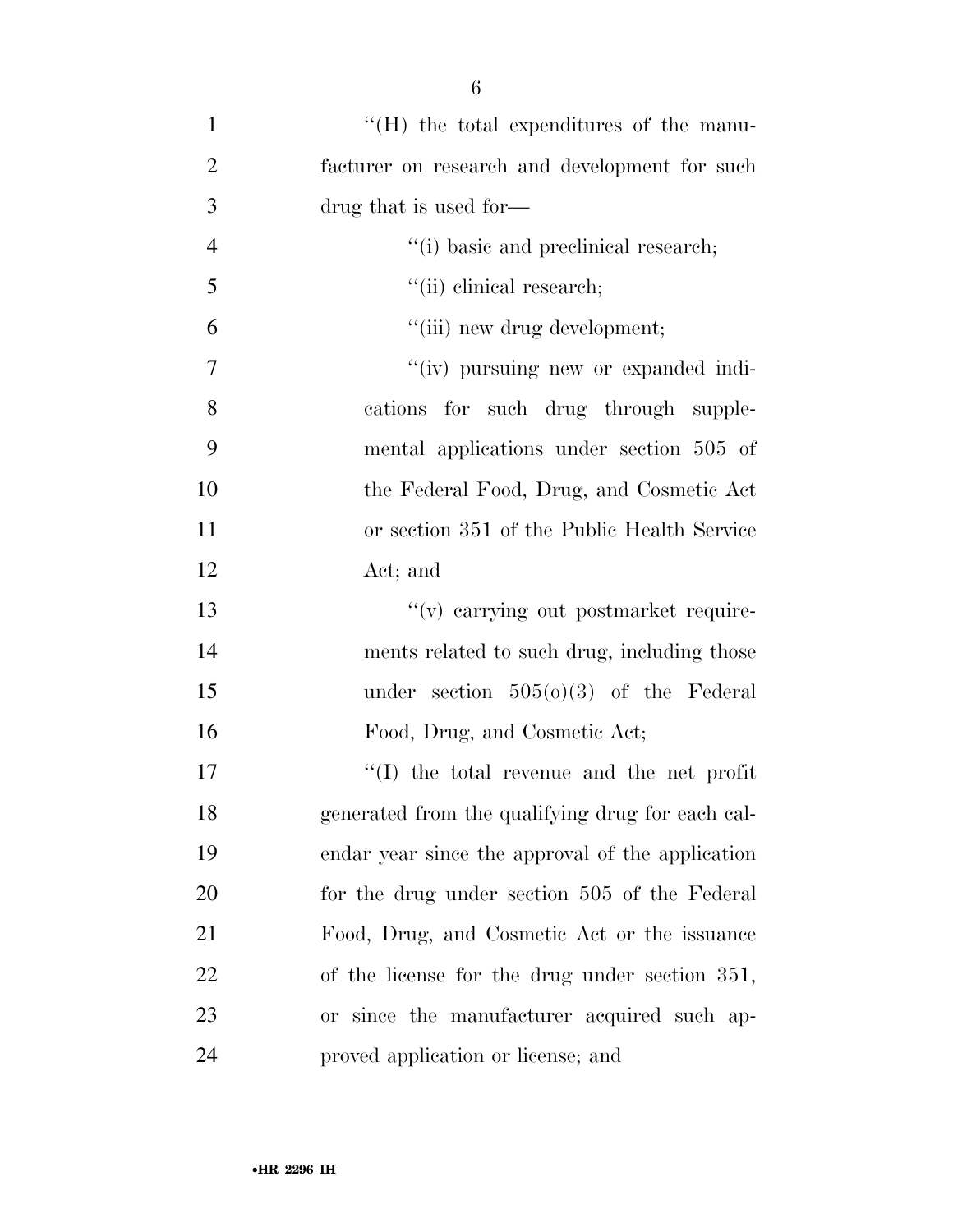''(H) the total expenditures of the manufacturer on research and development for such drug that is used for—

''(i) basic and preclinical research;

''(ii) clinical research;

''(iii) new drug development;

''(iv) pursuing new or expanded indications for such drug through supplemental applications under section 505 of the Federal Food, Drug, and Cosmetic Act or section 351 of the Public Health Service Act; and

''(v) carrying out postmarket requirements related to such drug, including those under section 505(o)(3) of the Federal Food, Drug, and Cosmetic Act;

''(I) the total revenue and the net profit generated from the qualifying drug for each calendar year since the approval of the application for the drug under section 505 of the Federal Food, Drug, and Cosmetic Act or the issuance of the license for the drug under section 351, or since the manufacturer acquired such approved application or license; and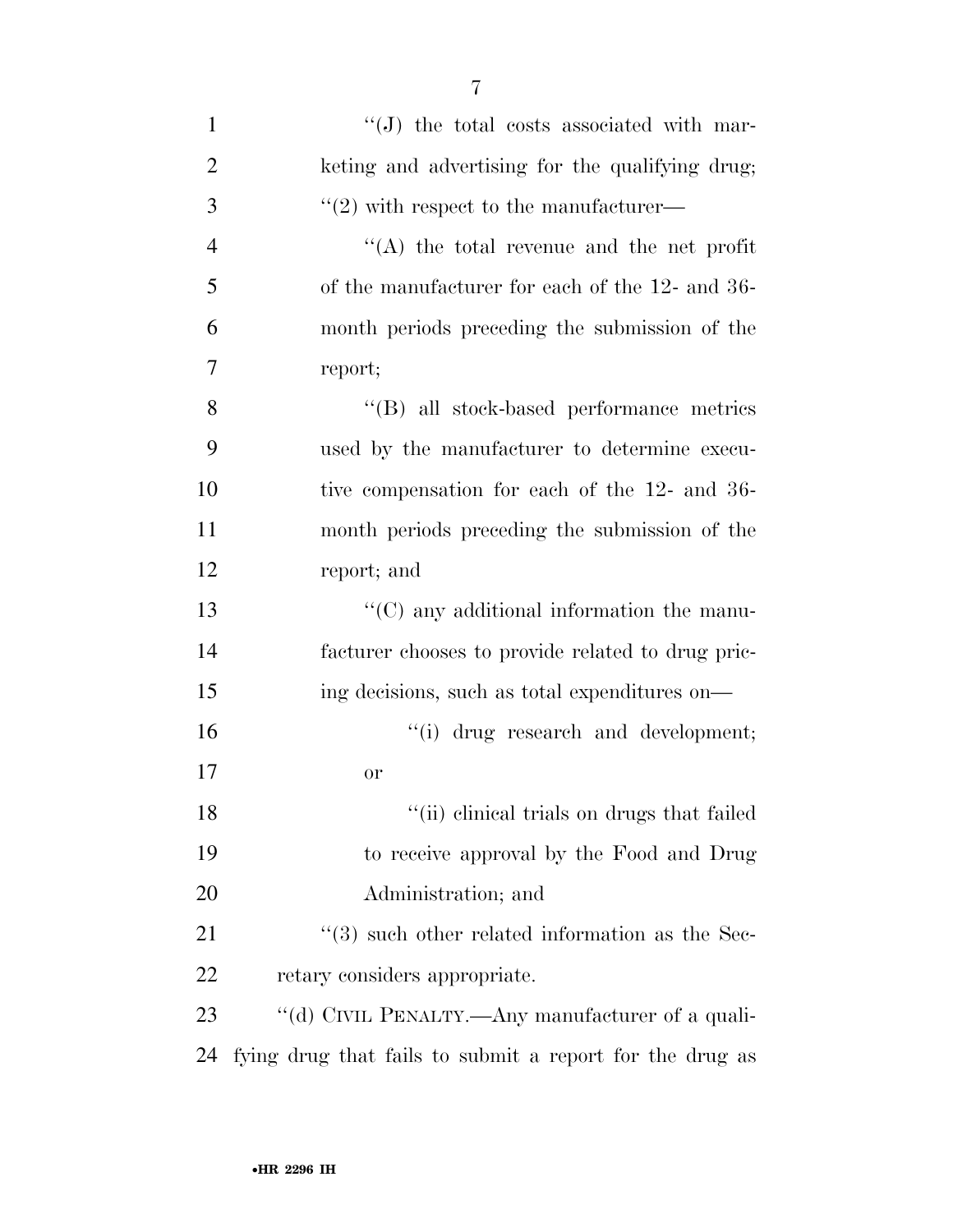''(J) the total costs associated with marketing and advertising for the qualifying drug;

''(2) with respect to the manufacturer—

''(A) the total revenue and the net profit of the manufacturer for each of the 12- and 36-month periods preceding the submission of the report;

''(B) all stock-based performance metrics used by the manufacturer to determine executive compensation for each of the 12- and 36-month periods preceding the submission of the report; and

''(C) any additional information the manufacturer chooses to provide related to drug pricing decisions, such as total expenditures on—

''(i) drug research and development; or

''(ii) clinical trials on drugs that failed to receive approval by the Food and Drug Administration; and

''(3) such other related information as the Secretary considers appropriate.

''(d) CIVIL PENALTY.—Any manufacturer of a qualifying drug that fails to submit a report for the drug as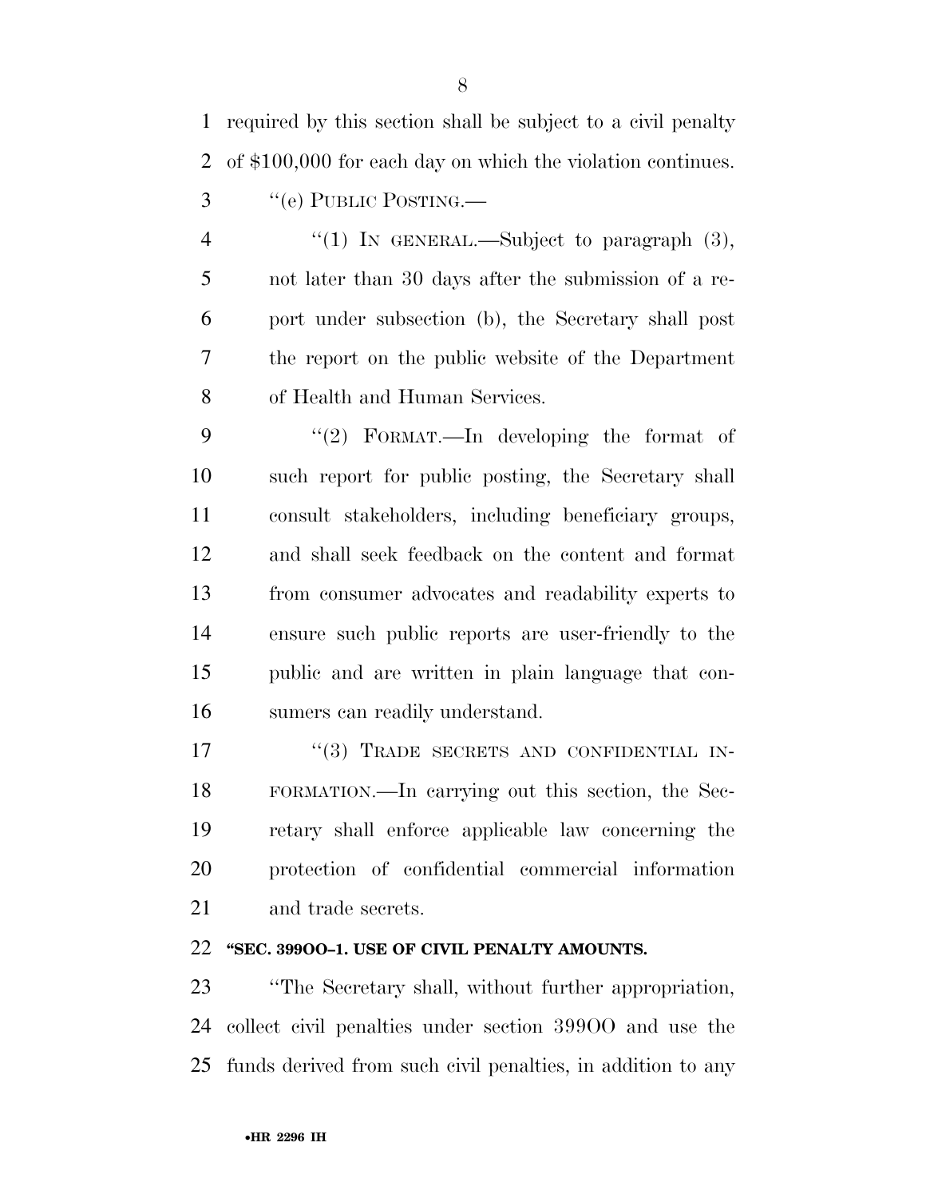required by this section shall be subject to a civil penalty of $100,000 for each day on which the violation continues.

"(e) PUBLIC POSTING.—

"(1) IN GENERAL.—Subject to paragraph (3), not later than 30 days after the submission of a report under subsection (b), the Secretary shall post the report on the public website of the Department of Health and Human Services.

"(2) FORMAT.—In developing the format of such report for public posting, the Secretary shall consult stakeholders, including beneficiary groups, and shall seek feedback on the content and format from consumer advocates and readability experts to ensure such public reports are user-friendly to the public and are written in plain language that consumers can readily understand.

"(3) TRADE SECRETS AND CONFIDENTIAL INFORMATION.—In carrying out this section, the Secretary shall enforce applicable law concerning the protection of confidential commercial information and trade secrets.

**"SEC. 399OO–1. USE OF CIVIL PENALTY AMOUNTS.**

"The Secretary shall, without further appropriation, collect civil penalties under section 399OO and use the funds derived from such civil penalties, in addition to any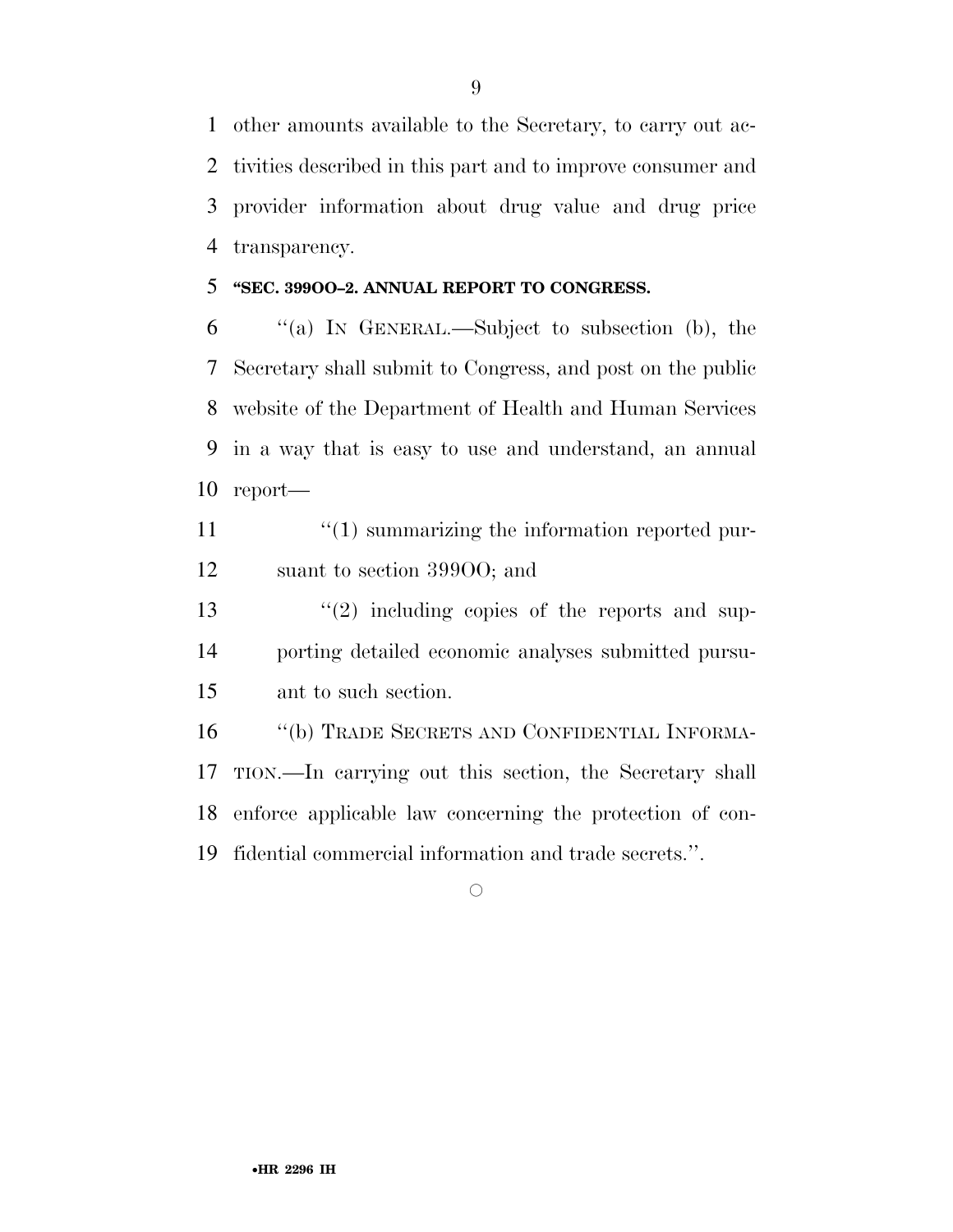other amounts available to the Secretary, to carry out activities described in this part and to improve consumer and provider information about drug value and drug price transparency.

**"SEC. 399OO–2. ANNUAL REPORT TO CONGRESS.**

"(a) IN GENERAL.—Subject to subsection (b), the Secretary shall submit to Congress, and post on the public website of the Department of Health and Human Services in a way that is easy to use and understand, an annual report—

"(1) summarizing the information reported pursuant to section 399OO; and

"(2) including copies of the reports and supporting detailed economic analyses submitted pursuant to such section.

"(b) TRADE SECRETS AND CONFIDENTIAL INFORMATION.—In carrying out this section, the Secretary shall enforce applicable law concerning the protection of confidential commercial information and trade secrets.".

○